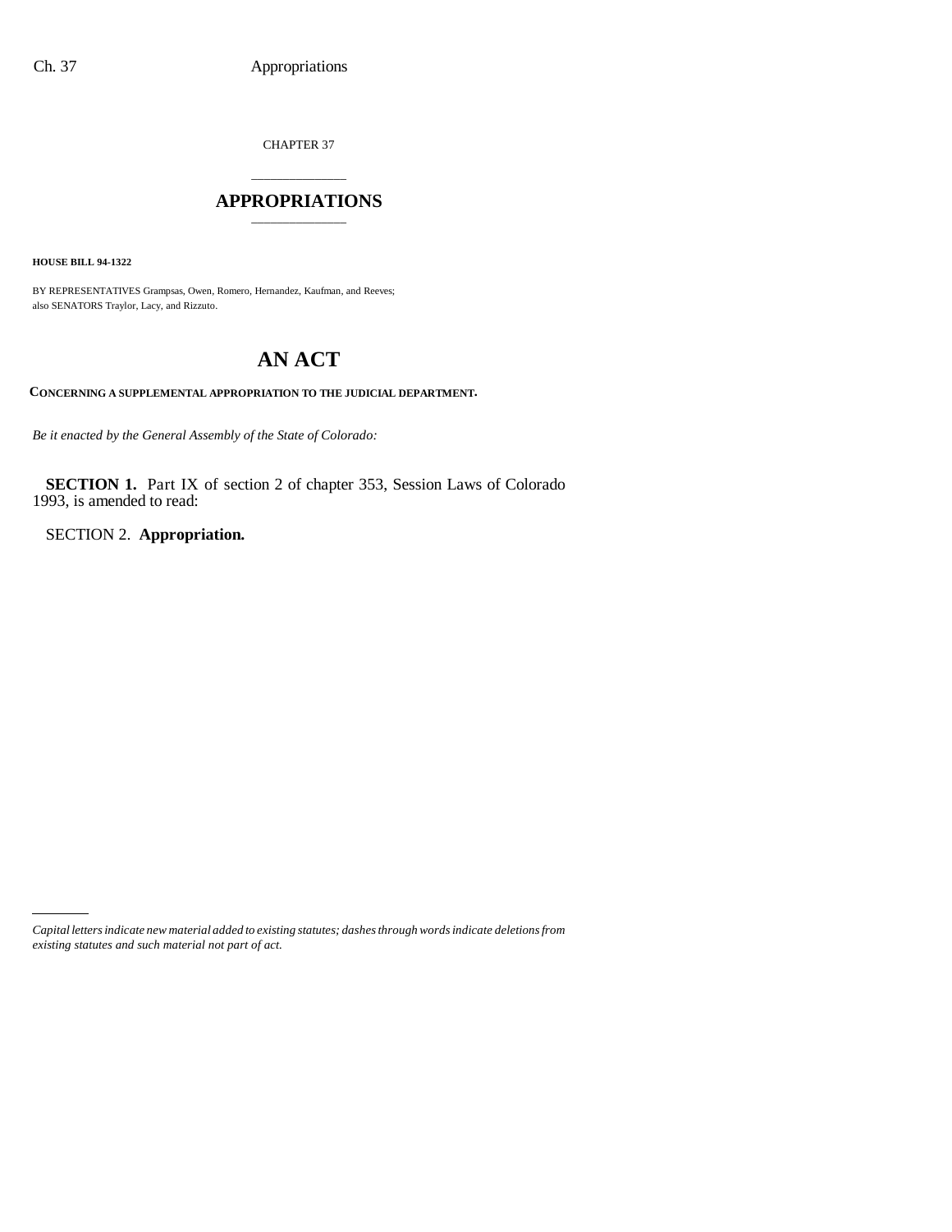CHAPTER 37

# APPROPRIATIONS

**HOUSE BILL 94-1322**

BY REPRESENTATIVES Grampsas, Owen, Romero, Hernandez, Kaufman, and Reeves;
also SENATORS Traylor, Lacy, and Rizzuto.

# AN ACT

**CONCERNING A SUPPLEMENTAL APPROPRIATION TO THE JUDICIAL DEPARTMENT.**

*Be it enacted by the General Assembly of the State of Colorado:*

**SECTION 1.** Part IX of section 2 of chapter 353, Session Laws of Colorado 1993, is amended to read:

SECTION 2. **Appropriation.**

---

*Capital letters indicate new material added to existing statutes; dashes through words indicate deletions from existing statutes and such material not part of act.*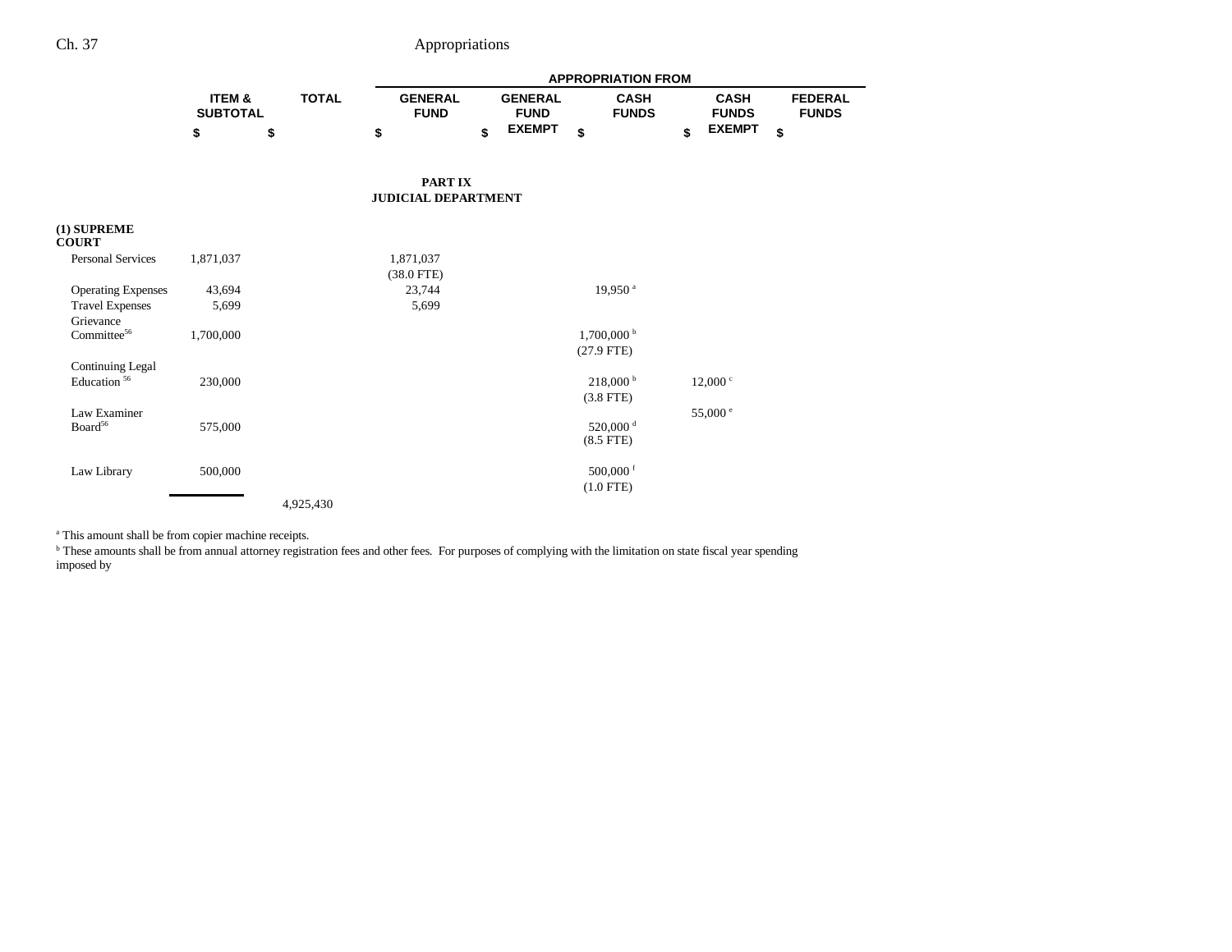| | ITEM & SUBTOTAL | TOTAL | APPROPRIATION FROM | | | | |
|---|---|---|---|---|---|---|---|
| | | | GENERAL FUND | GENERAL FUND EXEMPT | CASH FUNDS | CASH FUNDS EXEMPT | FEDERAL FUNDS |
| | $ | $ | $ | $ | $ | $ | $ |

## PART IX
## JUDICIAL DEPARTMENT

| | ITEM & SUBTOTAL | TOTAL | GENERAL FUND | GENERAL FUND EXEMPT | CASH FUNDS | CASH FUNDS EXEMPT | FEDERAL FUNDS |
|---|---|---|---|---|---|---|---|
| **(1) SUPREME COURT** | | | | | | | |
| Personal Services | 1,871,037 | | 1,871,037 | | | | |
| | | | (38.0 FTE) | | | | |
| Operating Expenses | 43,694 | | 23,744 | | 19,950 [a] | | |
| Travel Expenses | 5,699 | | 5,699 | | | | |
| Grievance Committee[56] | 1,700,000 | | | | 1,700,000 [b] | | |
| | | | | | (27.9 FTE) | | |
| Continuing Legal Education [56] | 230,000 | | | | 218,000 [b] | 12,000 [c] | |
| | | | | | (3.8 FTE) | | |
| Law Examiner Board[56] | 575,000 | | | | 520,000 [d] | 55,000 [e] | |
| | | | | | (8.5 FTE) | | |
| Law Library | 500,000 | | | | 500,000 [f] | | |
| | | | | | (1.0 FTE) | | |
| | | 4,925,430 | | | | | |

[a] This amount shall be from copier machine receipts.

[b] These amounts shall be from annual attorney registration fees and other fees. For purposes of complying with the limitation on state fiscal year spending imposed by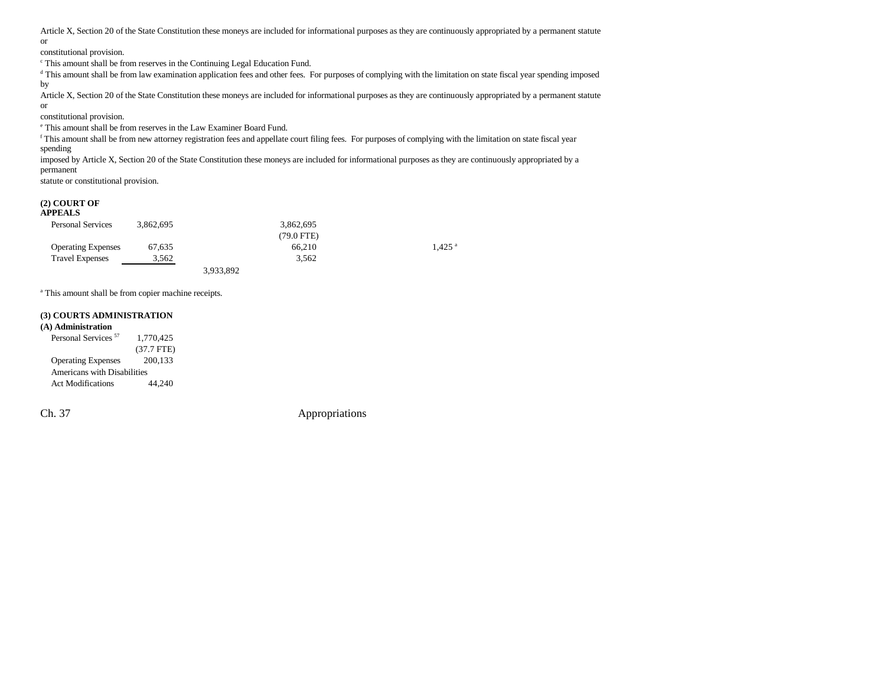Article X, Section 20 of the State Constitution these moneys are included for informational purposes as they are continuously appropriated by a permanent statute or constitutional provision.

[c] This amount shall be from reserves in the Continuing Legal Education Fund.

[d] This amount shall be from law examination application fees and other fees. For purposes of complying with the limitation on state fiscal year spending imposed by Article X, Section 20 of the State Constitution these moneys are included for informational purposes as they are continuously appropriated by a permanent statute or constitutional provision.

[e] This amount shall be from reserves in the Law Examiner Board Fund.

[f] This amount shall be from new attorney registration fees and appellate court filing fees. For purposes of complying with the limitation on state fiscal year spending imposed by Article X, Section 20 of the State Constitution these moneys are included for informational purposes as they are continuously appropriated by a permanent statute or constitutional provision.

**(2) COURT OF APPEALS**

| | | | | | |
|---|---|---|---|---|---|
| Personal Services | 3,862,695 | | 3,862,695 (79.0 FTE) | | |
| Operating Expenses | 67,635 | | 66,210 | | 1,425[a] |
| Travel Expenses | 3,562 | | 3,562 | | |
| | | 3,933,892 | | | |

[a] This amount shall be from copier machine receipts.

**(3) COURTS ADMINISTRATION**

**(A) Administration**

| | |
|---|---|
| Personal Services [57] | 1,770,425 (37.7 FTE) |
| Operating Expenses | 200,133 |
| Americans with Disabilities Act Modifications | 44,240 |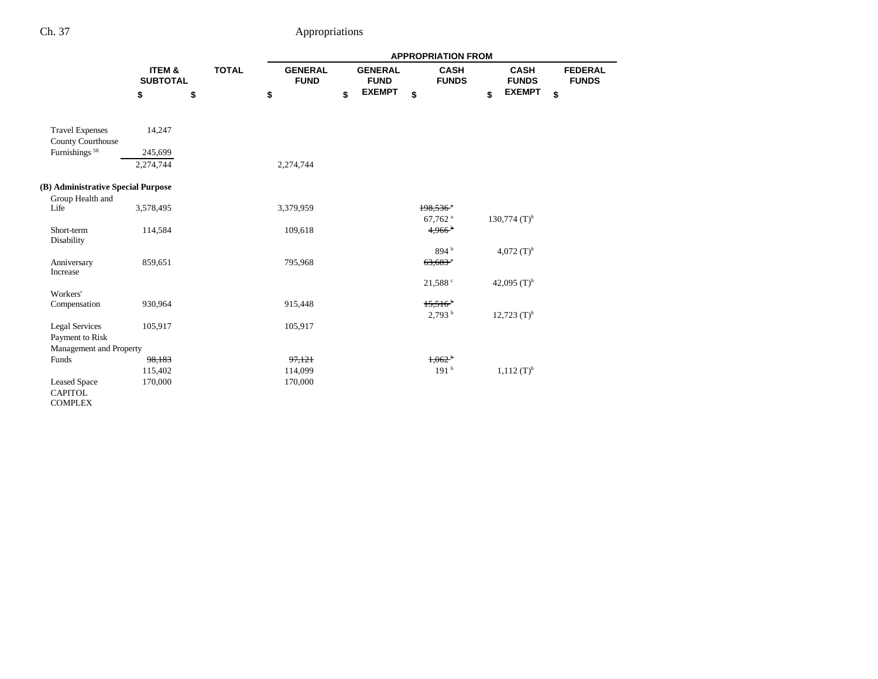| | ITEM & SUBTOTAL | TOTAL | APPROPRIATION FROM GENERAL FUND | GENERAL FUND EXEMPT | CASH FUNDS | CASH FUNDS EXEMPT | FEDERAL FUNDS |
|---|---|---|---|---|---|---|---|
| | $ | $ | $ | $ | $ | $ | $ |
| Travel Expenses | 14,247 | | | | | | |
| County Courthouse Furnishings [58] | 245,699 | | | | | | |
| | 2,274,744 | | 2,274,744 | | | | |
| **(B) Administrative Special Purpose** | | | | | | | |
| Group Health and Life | 3,578,495 | | 3,379,959 | | ~~198,536 [a]~~ | | |
| | | | | | 67,762 [a] | 130,774 (T)[h] | |
| Short-term Disability | 114,584 | | 109,618 | | ~~4,966 [b]~~ | | |
| | | | | | 894 [b] | 4,072 (T)[h] | |
| Anniversary Increase | 859,651 | | 795,968 | | ~~63,683 [c]~~ | | |
| | | | | | 21,588 [c] | 42,095 (T)[h] | |
| Workers' Compensation | 930,964 | | 915,448 | | ~~15,516 [b]~~ | | |
| | | | | | 2,793 [b] | 12,723 (T)[h] | |
| Legal Services | 105,917 | | 105,917 | | | | |
| Payment to Risk Management and Property Funds | ~~98,183~~ | | ~~97,121~~ | | ~~1,062 [b]~~ | | |
| | 115,402 | | 114,099 | | 191 [b] | 1,112 (T)[h] | |
| Leased Space | 170,000 | | 170,000 | | | | |
| CAPITOL COMPLEX | | | | | | | |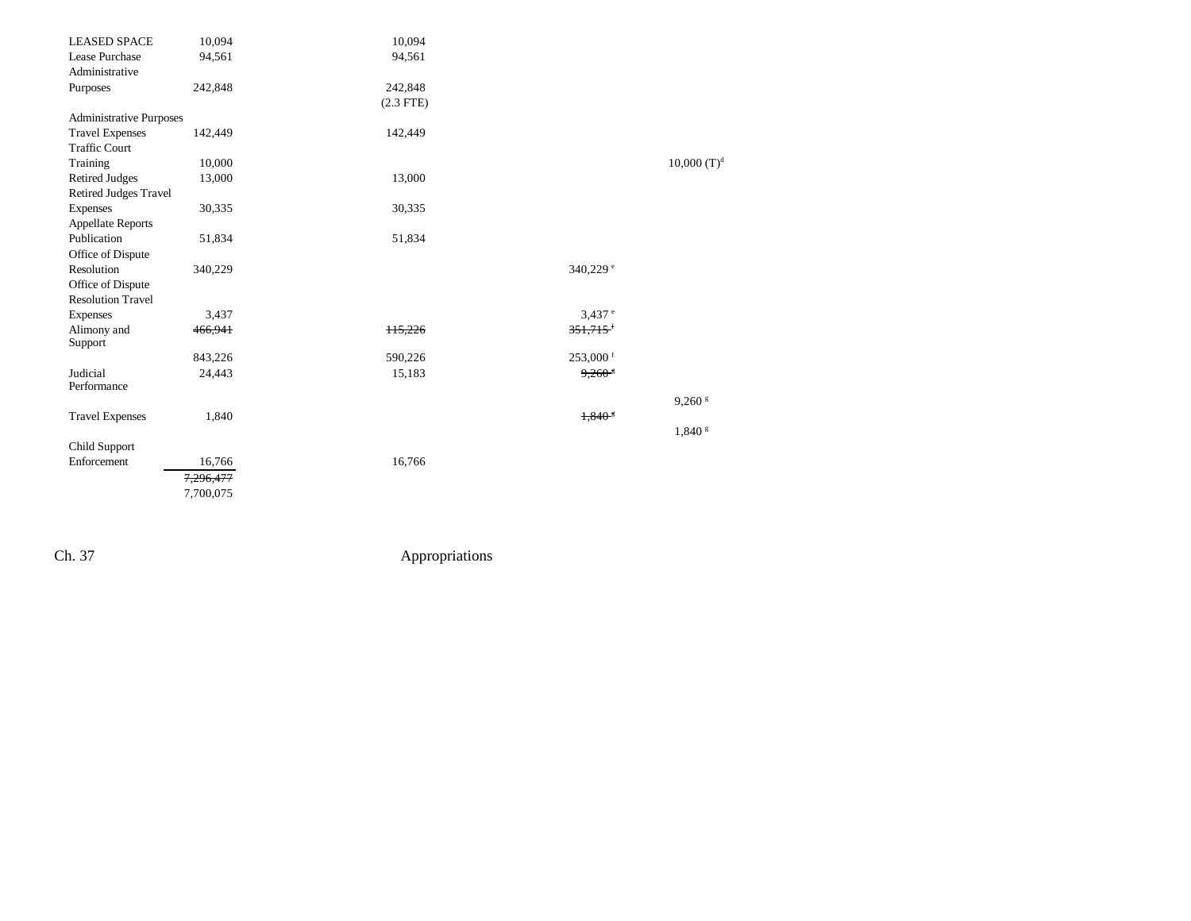| | | | | |
|---|---|---|---|---|
| LEASED SPACE | 10,094 | 10,094 | | |
| Lease Purchase | 94,561 | 94,561 | | |
| Administrative Purposes | 242,848 | 242,848 (2.3 FTE) | | |
| Administrative Purposes Travel Expenses | 142,449 | 142,449 | | |
| Traffic Court Training | 10,000 | | | 10,000 (T)[d] |
| Retired Judges | 13,000 | 13,000 | | |
| Retired Judges Travel Expenses | 30,335 | 30,335 | | |
| Appellate Reports Publication | 51,834 | 51,834 | | |
| Office of Dispute Resolution | 340,229 | | 340,229 [e] | |
| Office of Dispute Resolution Travel Expenses | 3,437 | | 3,437 [e] | |
| Alimony and Support | ~~466,941~~ 843,226 | ~~115,226~~ 590,226 | ~~351,715~~ [f] 253,000 [f] | |
| Judicial Performance | 24,443 | 15,183 | ~~9,260~~ [g] | 9,260 [g] |
| Travel Expenses | 1,840 | | ~~1,840~~ [g] | 1,840 [g] |
| Child Support Enforcement | 16,766 | 16,766 | | |
| | ~~7,296,477~~ 7,700,075 | | | |

Ch. 37 Appropriations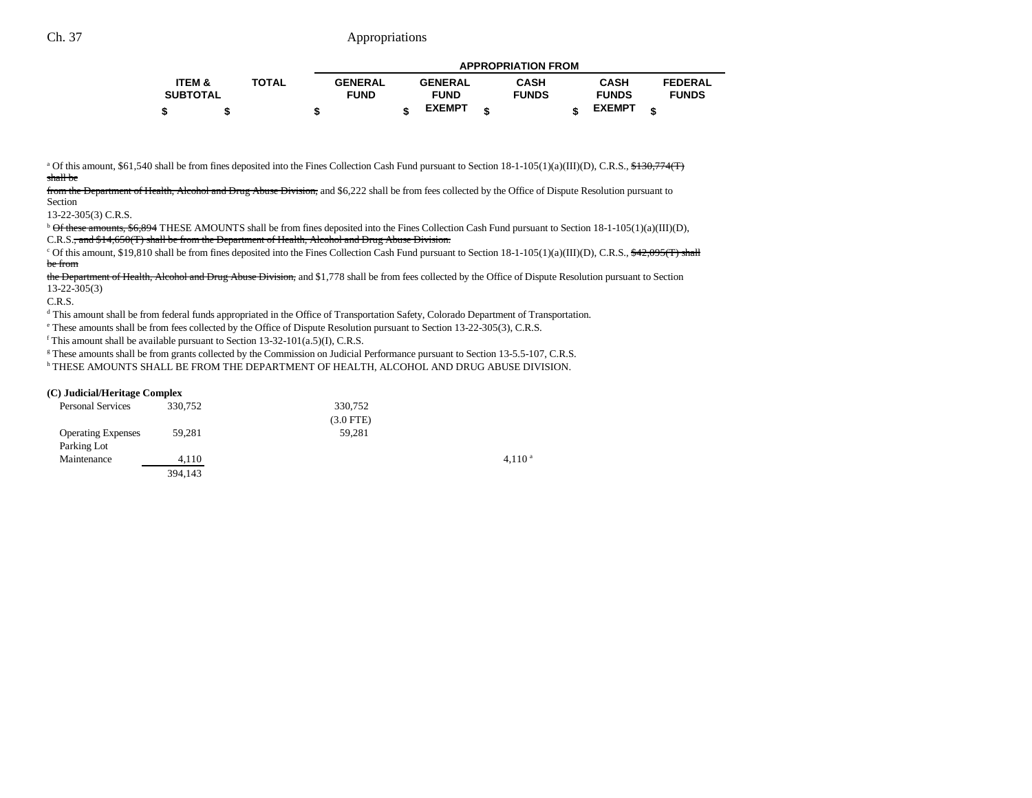| ITEM & SUBTOTAL | TOTAL | APPROPRIATION FROM | | | | |
|---|---|---|---|---|---|---|
| | | GENERAL FUND | GENERAL FUND EXEMPT | CASH FUNDS | CASH FUNDS EXEMPT | FEDERAL FUNDS |
| $ | $ | $ | $ | $ | $ | $ |

[a] Of this amount, $61,540 shall be from fines deposited into the Fines Collection Cash Fund pursuant to Section 18-1-105(1)(a)(III)(D), C.R.S., ~~$130,774(T) shall be from the Department of Health, Alcohol and Drug Abuse Division,~~ and $6,222 shall be from fees collected by the Office of Dispute Resolution pursuant to Section 13-22-305(3) C.R.S.

[b] ~~Of these amounts, $6,894~~ THESE AMOUNTS shall be from fines deposited into the Fines Collection Cash Fund pursuant to Section 18-1-105(1)(a)(III)(D), C.R.S.~~, and $14,650(T) shall be from the Department of Health, Alcohol and Drug Abuse Division.~~

[c] Of this amount, $19,810 shall be from fines deposited into the Fines Collection Cash Fund pursuant to Section 18-1-105(1)(a)(III)(D), C.R.S., ~~$42,095(T) shall be from the Department of Health, Alcohol and Drug Abuse Division,~~ and $1,778 shall be from fees collected by the Office of Dispute Resolution pursuant to Section 13-22-305(3) C.R.S.

[d] This amount shall be from federal funds appropriated in the Office of Transportation Safety, Colorado Department of Transportation.

[e] These amounts shall be from fees collected by the Office of Dispute Resolution pursuant to Section 13-22-305(3), C.R.S.

[f] This amount shall be available pursuant to Section 13-32-101(a.5)(I), C.R.S.

[g] These amounts shall be from grants collected by the Commission on Judicial Performance pursuant to Section 13-5.5-107, C.R.S.

[h] THESE AMOUNTS SHALL BE FROM THE DEPARTMENT OF HEALTH, ALCOHOL AND DRUG ABUSE DIVISION.

**(C) Judicial/Heritage Complex**

| | ITEM & SUBTOTAL | TOTAL | GENERAL FUND | GENERAL FUND EXEMPT | CASH FUNDS | CASH FUNDS EXEMPT | FEDERAL FUNDS |
|---|---|---|---|---|---|---|---|
| Personal Services | 330,752 | | 330,752 | | | | |
| | | | (3.0 FTE) | | | | |
| Operating Expenses | 59,281 | | 59,281 | | | | |
| Parking Lot Maintenance | 4,110 | | | | 4,110[a] | | |
| | 394,143 | | | | | | |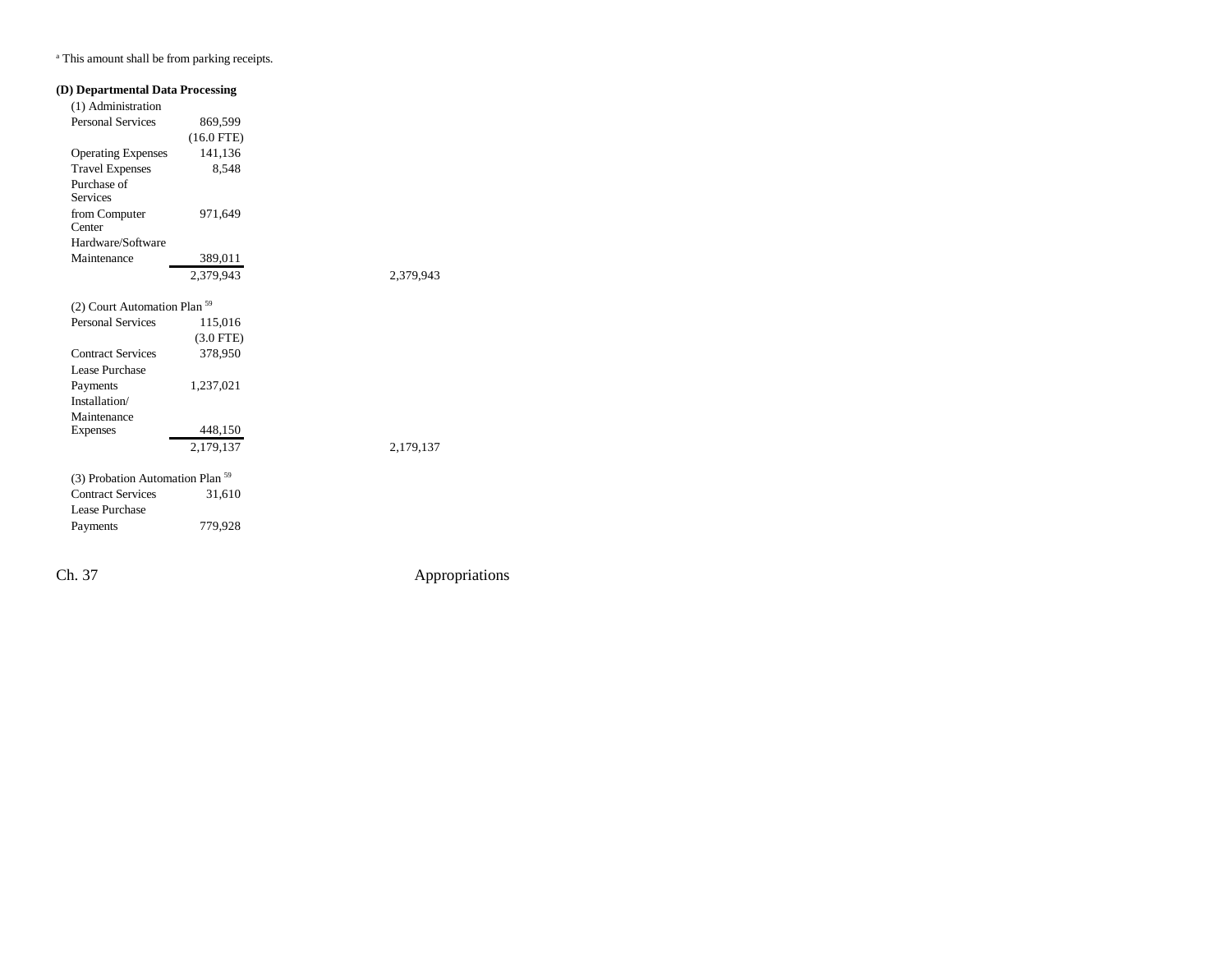[a] This amount shall be from parking receipts.

**(D) Departmental Data Processing**

| | | |
|---|---|---|
| (1) Administration | | |
| Personal Services | 869,599 | |
| | (16.0 FTE) | |
| Operating Expenses | 141,136 | |
| Travel Expenses | 8,548 | |
| Purchase of Services from Computer Center | 971,649 | |
| Hardware/Software Maintenance | 389,011 | |
| | 2,379,943 | 2,379,943 |
| | | |
| (2) Court Automation Plan [59] | | |
| Personal Services | 115,016 | |
| | (3.0 FTE) | |
| Contract Services | 378,950 | |
| Lease Purchase Payments | 1,237,021 | |
| Installation/ Maintenance Expenses | 448,150 | |
| | 2,179,137 | 2,179,137 |
| | | |
| (3) Probation Automation Plan [59] | | |
| Contract Services | 31,610 | |
| Lease Purchase Payments | 779,928 | |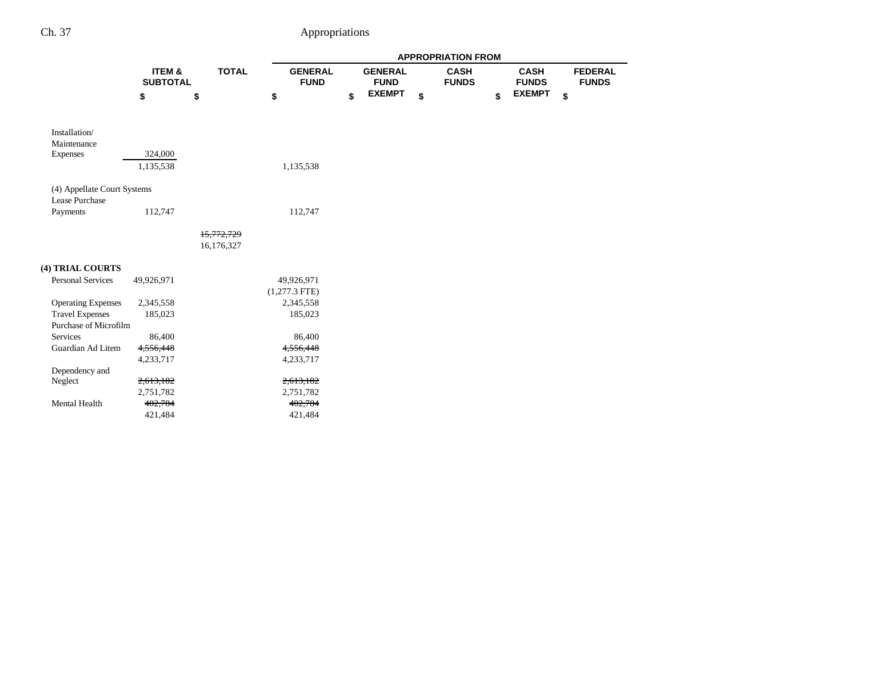| | ITEM & SUBTOTAL | TOTAL | APPROPRIATION FROM | | | | |
|---|---|---|---|---|---|---|---|
| | | | GENERAL FUND | GENERAL FUND EXEMPT | CASH FUNDS | CASH FUNDS EXEMPT | FEDERAL FUNDS |
| | $ | $ | $ | $ | $ | $ | $ |
| Installation/ Maintenance Expenses | 324,000 | | | | | | |
| | 1,135,538 | | 1,135,538 | | | | |
| (4) Appellate Court Systems Lease Purchase Payments | 112,747 | | 112,747 | | | | |
| | | ~~15,772,729~~ 16,176,327 | | | | | |
| **(4) TRIAL COURTS** | | | | | | | |
| Personal Services | 49,926,971 | | 49,926,971 (1,277.3 FTE) | | | | |
| Operating Expenses | 2,345,558 | | 2,345,558 | | | | |
| Travel Expenses | 185,023 | | 185,023 | | | | |
| Purchase of Microfilm Services | 86,400 | | 86,400 | | | | |
| Guardian Ad Litem | ~~4,556,448~~ 4,233,717 | | ~~4,556,448~~ 4,233,717 | | | | |
| Dependency and Neglect | ~~2,613,182~~ 2,751,782 | | ~~2,613,182~~ 2,751,782 | | | | |
| Mental Health | ~~402,784~~ 421,484 | | ~~402,784~~ 421,484 | | | | |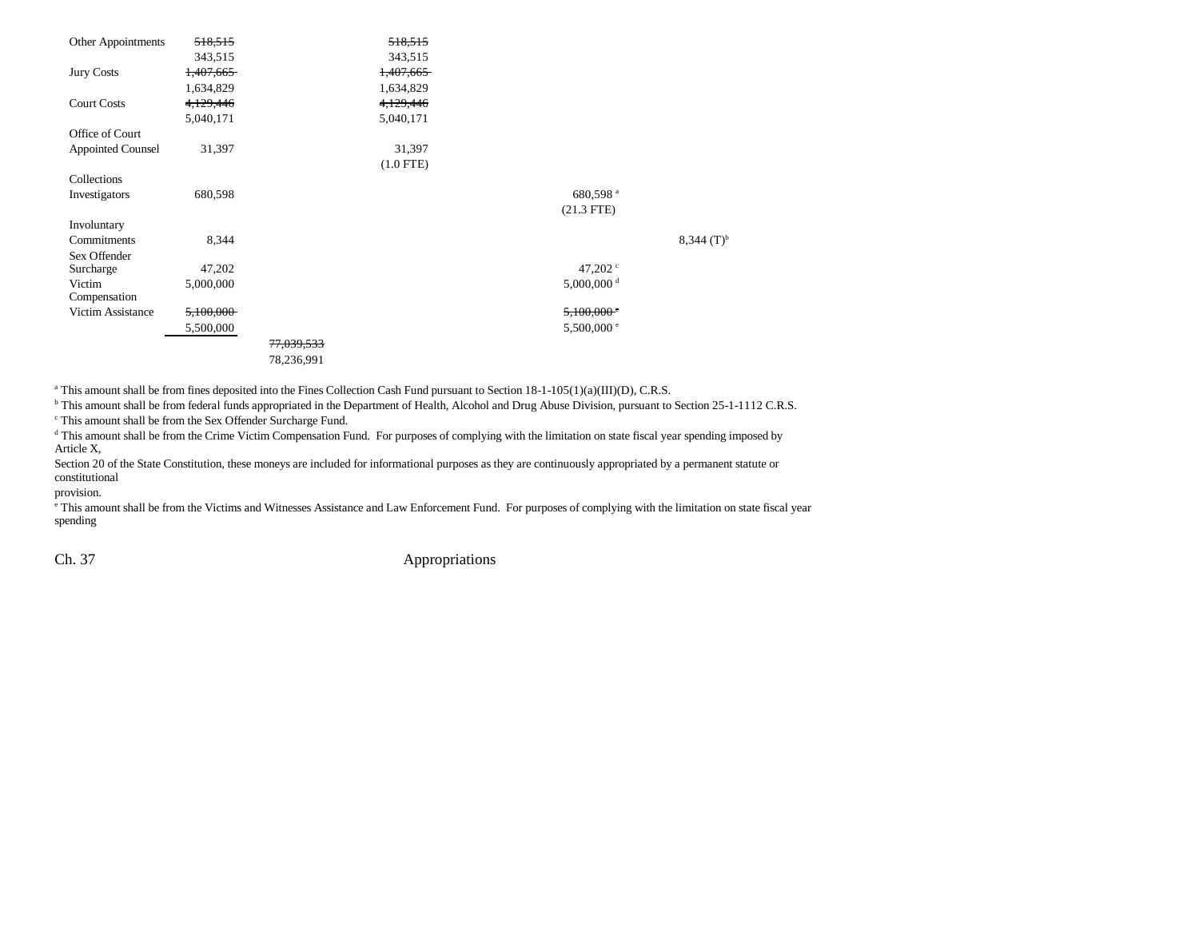| | | | | | |
|---|---|---|---|---|---|
| Other Appointments | ~~518,515~~ 343,515 | | ~~518,515~~ 343,515 | | |
| Jury Costs | ~~1,407,665~~ 1,634,829 | | ~~1,407,665~~ 1,634,829 | | |
| Court Costs | ~~4,129,446~~ 5,040,171 | | ~~4,129,446~~ 5,040,171 | | |
| Office of Court Appointed Counsel | 31,397 | | 31,397 (1.0 FTE) | | |
| Collections Investigators | 680,598 | | | 680,598 [a] (21.3 FTE) | |
| Involuntary Commitments | 8,344 | | | | 8,344 (T)[b] |
| Sex Offender Surcharge | 47,202 | | | 47,202 [c] | |
| Victim Compensation | 5,000,000 | | | 5,000,000 [d] | |
| Victim Assistance | ~~5,100,000~~ 5,500,000 | | | ~~5,100,000~~ [e] 5,500,000 [e] | |
| | | ~~77,039,533~~ 78,236,991 | | | |

[a] This amount shall be from fines deposited into the Fines Collection Cash Fund pursuant to Section 18-1-105(1)(a)(III)(D), C.R.S.

[b] This amount shall be from federal funds appropriated in the Department of Health, Alcohol and Drug Abuse Division, pursuant to Section 25-1-1112 C.R.S.

[c] This amount shall be from the Sex Offender Surcharge Fund.

[d] This amount shall be from the Crime Victim Compensation Fund. For purposes of complying with the limitation on state fiscal year spending imposed by Article X, Section 20 of the State Constitution, these moneys are included for informational purposes as they are continuously appropriated by a permanent statute or constitutional provision.

[e] This amount shall be from the Victims and Witnesses Assistance and Law Enforcement Fund. For purposes of complying with the limitation on state fiscal year spending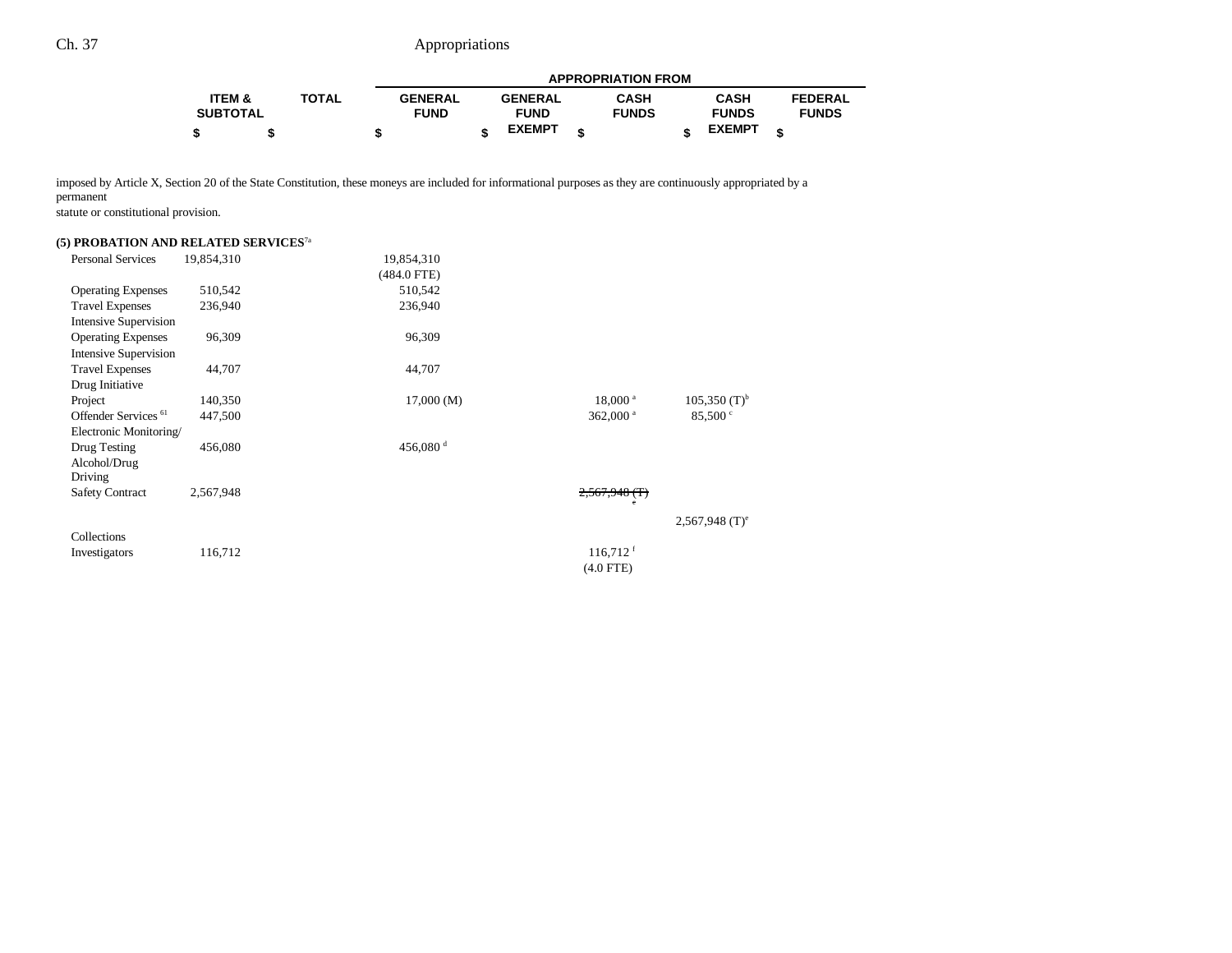imposed by Article X, Section 20 of the State Constitution, these moneys are included for informational purposes as they are continuously appropriated by a permanent statute or constitutional provision.

| | ITEM & SUBTOTAL | TOTAL | GENERAL FUND | GENERAL FUND EXEMPT | CASH FUNDS | CASH FUNDS EXEMPT | FEDERAL FUNDS |
|---|---|---|---|---|---|---|---|
| | $ | $ | $ | $ | $ | $ | $ |
| **(5) PROBATION AND RELATED SERVICES**[7a] | | | | | | | |
| Personal Services | 19,854,310 | | 19,854,310<br>(484.0 FTE) | | | | |
| Operating Expenses | 510,542 | | 510,542 | | | | |
| Travel Expenses | 236,940 | | 236,940 | | | | |
| Intensive Supervision Operating Expenses | 96,309 | | 96,309 | | | | |
| Intensive Supervision Travel Expenses | 44,707 | | 44,707 | | | | |
| Drug Initiative Project | 140,350 | | 17,000 (M) | | 18,000[a] | 105,350 (T)[b] | |
| Offender Services[61] | 447,500 | | | | 362,000[a] | 85,500[c] | |
| Electronic Monitoring/ Drug Testing | 456,080 | | 456,080[d] | | | | |
| Alcohol/Drug Driving Safety Contract | 2,567,948 | | | | ~~2,567,948 (T)[e]~~ | 2,567,948 (T)[e] | |
| Collections Investigators | 116,712 | | | | 116,712[f]<br>(4.0 FTE) | | |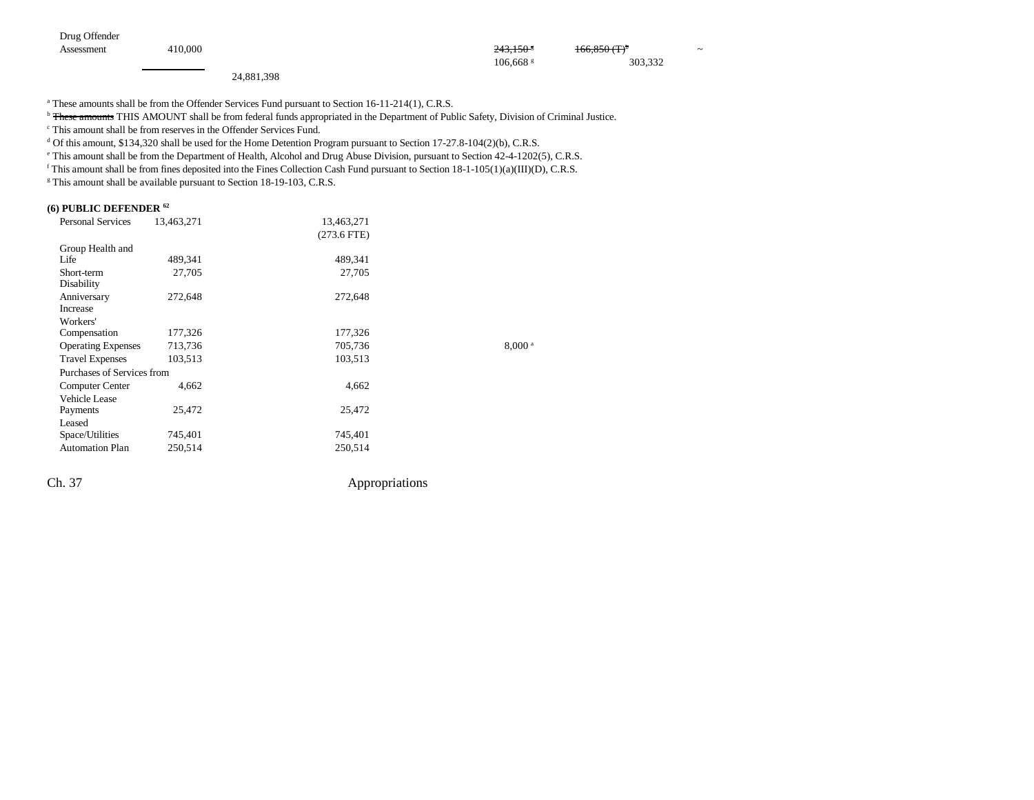| | | | | | | |
|---|---|---|---|---|---|---|
| Drug Offender Assessment | 410,000 | | | ~~243,150~~ [a] 106,668 [g] | ~~166,850 (T)~~ [b] 303,332 | ~ |
| | | 24,881,398 | | | | |

[a] These amounts shall be from the Offender Services Fund pursuant to Section 16-11-214(1), C.R.S.
[b] ~~These amounts~~ THIS AMOUNT shall be from federal funds appropriated in the Department of Public Safety, Division of Criminal Justice.
[c] This amount shall be from reserves in the Offender Services Fund.
[d] Of this amount, $134,320 shall be used for the Home Detention Program pursuant to Section 17-27.8-104(2)(b), C.R.S.
[e] This amount shall be from the Department of Health, Alcohol and Drug Abuse Division, pursuant to Section 42-4-1202(5), C.R.S.
[f] This amount shall be from fines deposited into the Fines Collection Cash Fund pursuant to Section 18-1-105(1)(a)(III)(D), C.R.S.
[g] This amount shall be available pursuant to Section 18-19-103, C.R.S.

**(6) PUBLIC DEFENDER** [62]

| | | | | |
|---|---|---|---|---|
| Personal Services | 13,463,271 | | 13,463,271 (273.6 FTE) | |
| Group Health and Life | 489,341 | | 489,341 | |
| Short-term Disability | 27,705 | | 27,705 | |
| Anniversary Increase | 272,648 | | 272,648 | |
| Workers' Compensation | 177,326 | | 177,326 | |
| Operating Expenses | 713,736 | | 705,736 | 8,000 [a] |
| Travel Expenses | 103,513 | | 103,513 | |
| Purchases of Services from Computer Center | 4,662 | | 4,662 | |
| Vehicle Lease Payments | 25,472 | | 25,472 | |
| Leased Space/Utilities | 745,401 | | 745,401 | |
| Automation Plan | 250,514 | | 250,514 | |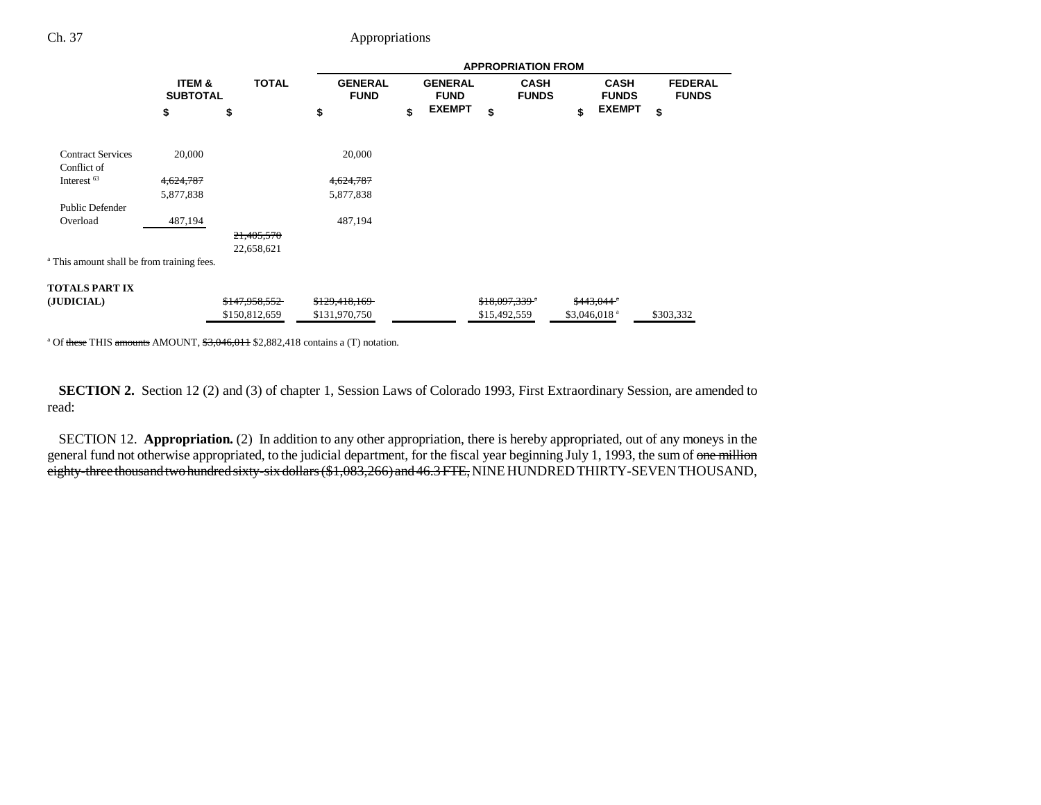| | ITEM & SUBTOTAL | TOTAL | APPROPRIATION FROM GENERAL FUND | GENERAL FUND EXEMPT | CASH FUNDS | CASH FUNDS EXEMPT | FEDERAL FUNDS |
|---|---|---|---|---|---|---|---|
| | $ | $ | $ | $ | $ | $ | $ |
| Contract Services | 20,000 | | 20,000 | | | | |
| Conflict of Interest [63] | ~~4,624,787~~ 5,877,838 | | ~~4,624,787~~ 5,877,838 | | | | |
| Public Defender Overload | 487,194 | | 487,194 | | | | |
| | | ~~21,405,570~~ 22,658,621 | | | | | |

[a] This amount shall be from training fees.

| | ITEM & SUBTOTAL | TOTAL | GENERAL FUND | GENERAL FUND EXEMPT | CASH FUNDS | CASH FUNDS EXEMPT | FEDERAL FUNDS |
|---|---|---|---|---|---|---|---|
| **TOTALS PART IX (JUDICIAL)** | | ~~$147,958,552~~ $150,812,659 | ~~$129,418,169~~ $131,970,750 | | ~~$18,097,339~~[a] $15,492,559 | ~~$443,044~~[a] $3,046,018[a] | $303,332 |

[a] Of ~~these~~ THIS ~~amounts~~ AMOUNT, ~~$3,046,011~~ $2,882,418 contains a (T) notation.

**SECTION 2.** Section 12 (2) and (3) of chapter 1, Session Laws of Colorado 1993, First Extraordinary Session, are amended to read:

SECTION 12. **Appropriation.** (2) In addition to any other appropriation, there is hereby appropriated, out of any moneys in the general fund not otherwise appropriated, to the judicial department, for the fiscal year beginning July 1, 1993, the sum of ~~one million eighty-three thousand two hundred sixty-six dollars ($1,083,266) and 46.3 FTE,~~ NINE HUNDRED THIRTY-SEVEN THOUSAND,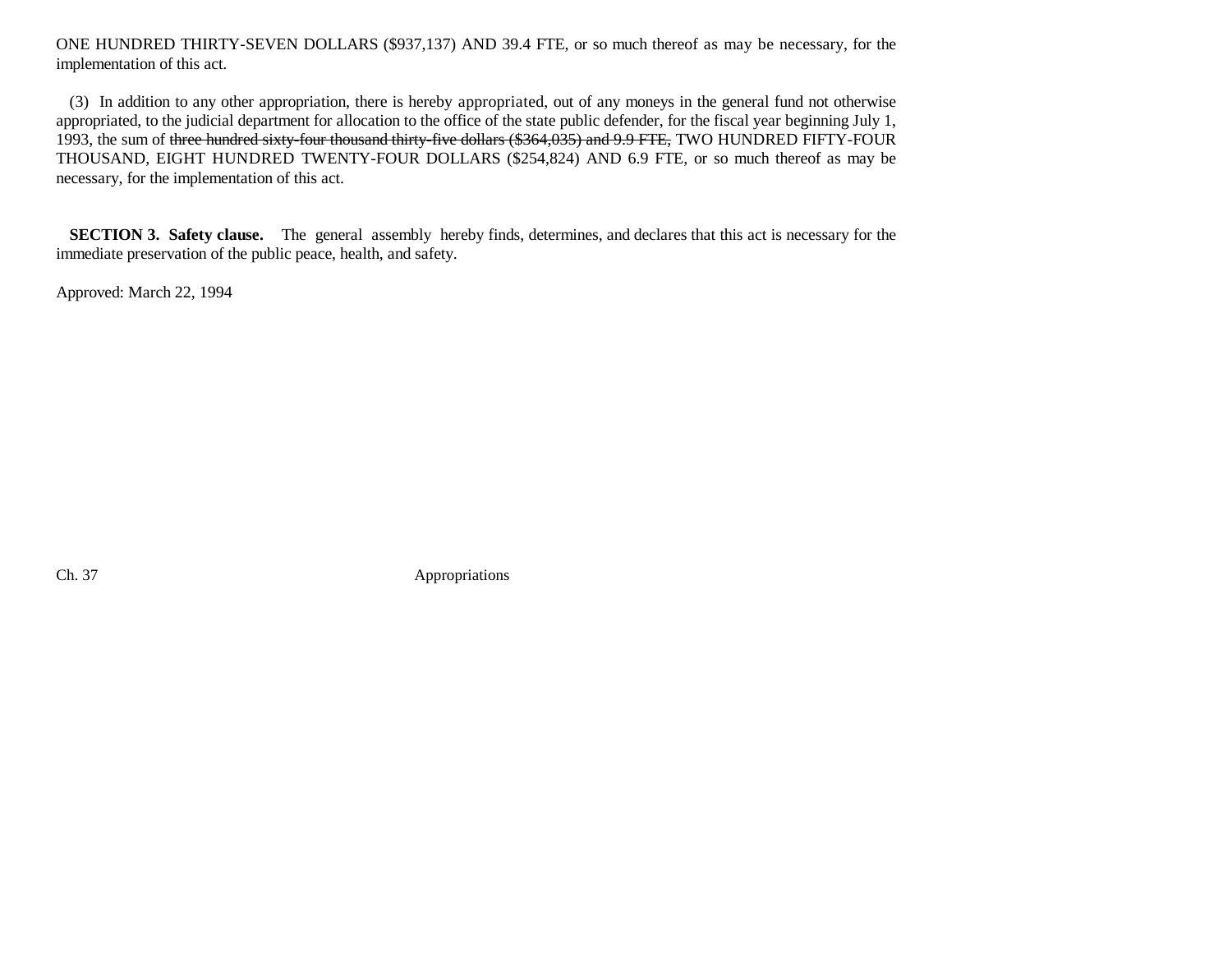ONE HUNDRED THIRTY-SEVEN DOLLARS ($937,137) AND 39.4 FTE, or so much thereof as may be necessary, for the implementation of this act.

(3) In addition to any other appropriation, there is hereby appropriated, out of any moneys in the general fund not otherwise appropriated, to the judicial department for allocation to the office of the state public defender, for the fiscal year beginning July 1, 1993, the sum of ~~three hundred sixty-four thousand thirty-five dollars ($364,035) and 9.9 FTE,~~ TWO HUNDRED FIFTY-FOUR THOUSAND, EIGHT HUNDRED TWENTY-FOUR DOLLARS ($254,824) AND 6.9 FTE, or so much thereof as may be necessary, for the implementation of this act.

**SECTION 3. Safety clause.** The general assembly hereby finds, determines, and declares that this act is necessary for the immediate preservation of the public peace, health, and safety.

Approved: March 22, 1994